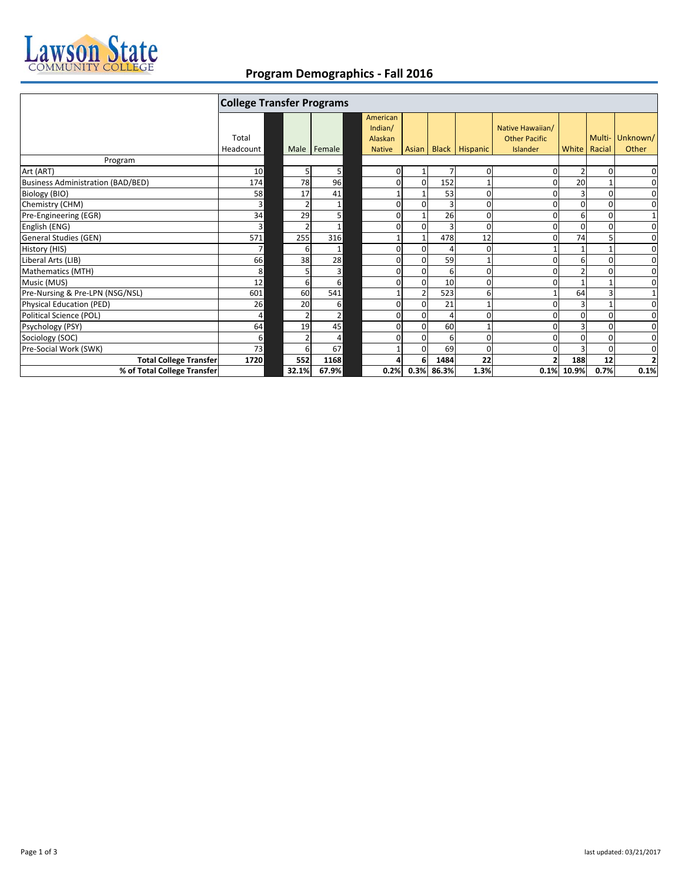# Lawson State Community College

## Program Demographics - Fall 2016

| | College Transfer Programs | | | | | | | | | | |
|---|---|---|---|---|---|---|---|---|---|---|---|
| | Total Headcount | Male | Female | American Indian/ Alaskan Native | Asian | Black | Hispanic | Native Hawaiian/ Other Pacific Islander | White | Multi-Racial | Unknown/ Other |
| Program | | | | | | | | | | | |
| Art (ART) | 10 | 5 | 5 | 0 | 1 | 7 | 0 | 0 | 2 | 0 | 0 |
| Business Administration (BAD/BED) | 174 | 78 | 96 | 0 | 0 | 152 | 1 | 0 | 20 | 1 | 0 |
| Biology (BIO) | 58 | 17 | 41 | 1 | 1 | 53 | 0 | 0 | 3 | 0 | 0 |
| Chemistry (CHM) | 3 | 2 | 1 | 0 | 0 | 3 | 0 | 0 | 0 | 0 | 0 |
| Pre-Engineering (EGR) | 34 | 29 | 5 | 0 | 1 | 26 | 0 | 0 | 6 | 0 | 1 |
| English (ENG) | 3 | 2 | 1 | 0 | 0 | 3 | 0 | 0 | 0 | 0 | 0 |
| General Studies (GEN) | 571 | 255 | 316 | 1 | 1 | 478 | 12 | 0 | 74 | 5 | 0 |
| History (HIS) | 7 | 6 | 1 | 0 | 0 | 4 | 0 | 1 | 1 | 1 | 0 |
| Liberal Arts (LIB) | 66 | 38 | 28 | 0 | 0 | 59 | 1 | 0 | 6 | 0 | 0 |
| Mathematics (MTH) | 8 | 5 | 3 | 0 | 0 | 6 | 0 | 0 | 2 | 0 | 0 |
| Music (MUS) | 12 | 6 | 6 | 0 | 0 | 10 | 0 | 0 | 1 | 1 | 0 |
| Pre-Nursing & Pre-LPN (NSG/NSL) | 601 | 60 | 541 | 1 | 2 | 523 | 6 | 1 | 64 | 3 | 1 |
| Physical Education (PED) | 26 | 20 | 6 | 0 | 0 | 21 | 1 | 0 | 3 | 1 | 0 |
| Political Science (POL) | 4 | 2 | 2 | 0 | 0 | 4 | 0 | 0 | 0 | 0 | 0 |
| Psychology (PSY) | 64 | 19 | 45 | 0 | 0 | 60 | 1 | 0 | 3 | 0 | 0 |
| Sociology (SOC) | 6 | 2 | 4 | 0 | 0 | 6 | 0 | 0 | 0 | 0 | 0 |
| Pre-Social Work (SWK) | 73 | 6 | 67 | 1 | 0 | 69 | 0 | 0 | 3 | 0 | 0 |
| **Total College Transfer** | **1720** | **552** | **1168** | **4** | **6** | **1484** | **22** | **2** | **188** | **12** | **2** |
| **% of Total College Transfer** | | **32.1%** | **67.9%** | **0.2%** | **0.3%** | **86.3%** | **1.3%** | **0.1%** | **10.9%** | **0.7%** | **0.1%** |

last updated: 03/21/2017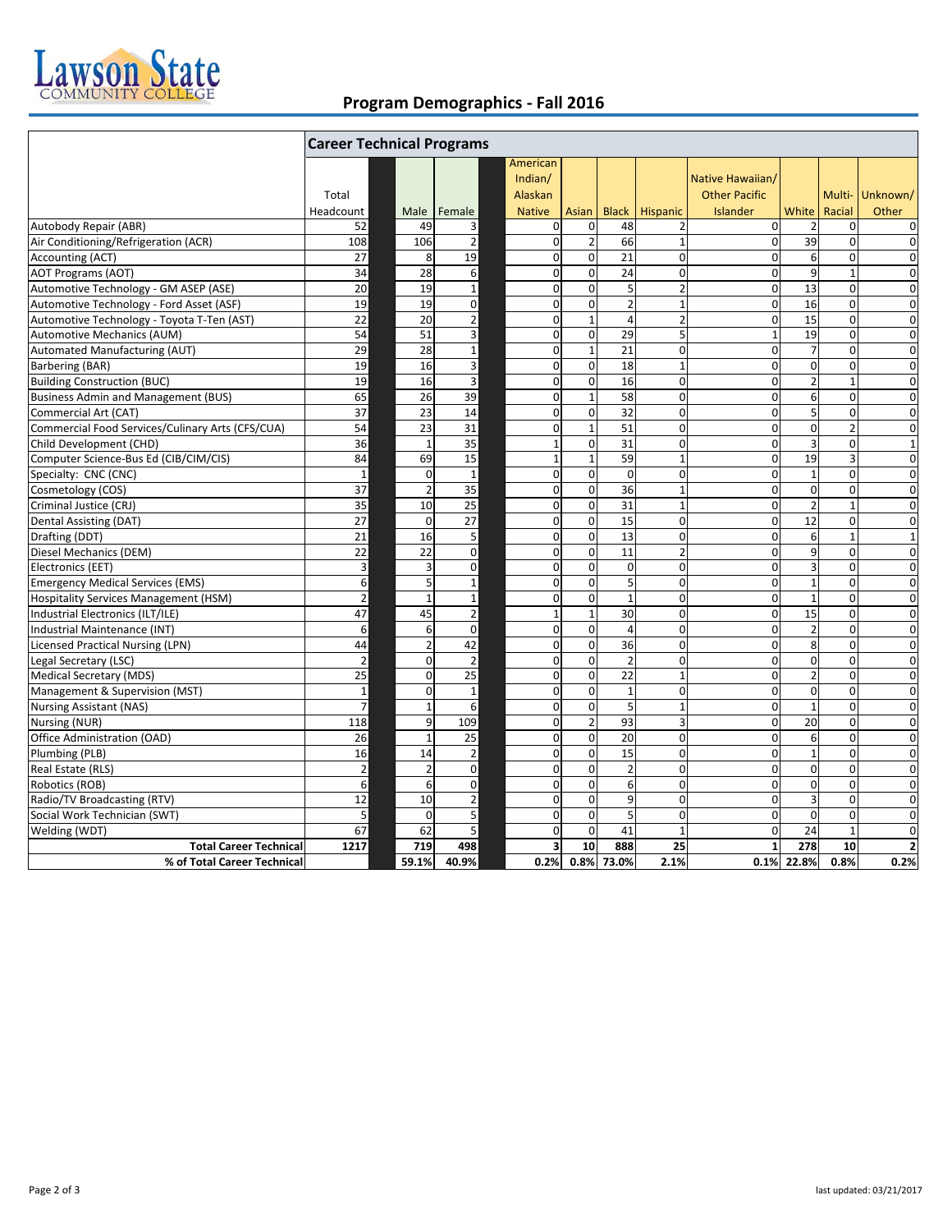# Program Demographics - Fall 2016

| | Career Technical Programs | | | | | | | | | | |
|---|---|---|---|---|---|---|---|---|---|---|---|
| | Total Headcount | Male | Female | American Indian/ Alaskan Native | Asian | Black | Hispanic | Native Hawaiian/ Other Pacific Islander | White | Multi-Racial | Unknown/ Other |
| Autobody Repair (ABR) | 52 | 49 | 3 | 0 | 0 | 48 | 2 | 0 | 2 | 0 | 0 |
| Air Conditioning/Refrigeration (ACR) | 108 | 106 | 2 | 0 | 2 | 66 | 1 | 0 | 39 | 0 | 0 |
| Accounting (ACT) | 27 | 8 | 19 | 0 | 0 | 21 | 0 | 0 | 6 | 0 | 0 |
| AOT Programs (AOT) | 34 | 28 | 6 | 0 | 0 | 24 | 0 | 0 | 9 | 1 | 0 |
| Automotive Technology - GM ASEP (ASE) | 20 | 19 | 1 | 0 | 0 | 5 | 2 | 0 | 13 | 0 | 0 |
| Automotive Technology - Ford Asset (ASF) | 19 | 19 | 0 | 0 | 0 | 2 | 1 | 0 | 16 | 0 | 0 |
| Automotive Technology - Toyota T-Ten (AST) | 22 | 20 | 2 | 0 | 1 | 4 | 2 | 0 | 15 | 0 | 0 |
| Automotive Mechanics (AUM) | 54 | 51 | 3 | 0 | 0 | 29 | 5 | 1 | 19 | 0 | 0 |
| Automated Manufacturing (AUT) | 29 | 28 | 1 | 0 | 1 | 21 | 0 | 0 | 7 | 0 | 0 |
| Barbering (BAR) | 19 | 16 | 3 | 0 | 0 | 18 | 1 | 0 | 0 | 0 | 0 |
| Building Construction (BUC) | 19 | 16 | 3 | 0 | 0 | 16 | 0 | 0 | 2 | 1 | 0 |
| Business Admin and Management (BUS) | 65 | 26 | 39 | 0 | 1 | 58 | 0 | 0 | 6 | 0 | 0 |
| Commercial Art (CAT) | 37 | 23 | 14 | 0 | 0 | 32 | 0 | 0 | 5 | 0 | 0 |
| Commercial Food Services/Culinary Arts (CFS/CUA) | 54 | 23 | 31 | 0 | 1 | 51 | 0 | 0 | 0 | 2 | 0 |
| Child Development (CHD) | 36 | 1 | 35 | 1 | 0 | 31 | 0 | 0 | 3 | 0 | 1 |
| Computer Science-Bus Ed (CIB/CIM/CIS) | 84 | 69 | 15 | 1 | 1 | 59 | 1 | 0 | 19 | 3 | 0 |
| Specialty: CNC (CNC) | 1 | 0 | 1 | 0 | 0 | 0 | 0 | 0 | 1 | 0 | 0 |
| Cosmetology (COS) | 37 | 2 | 35 | 0 | 0 | 36 | 1 | 0 | 0 | 0 | 0 |
| Criminal Justice (CRJ) | 35 | 10 | 25 | 0 | 0 | 31 | 1 | 0 | 2 | 1 | 0 |
| Dental Assisting (DAT) | 27 | 0 | 27 | 0 | 0 | 15 | 0 | 0 | 12 | 0 | 0 |
| Drafting (DDT) | 21 | 16 | 5 | 0 | 0 | 13 | 0 | 0 | 6 | 1 | 1 |
| Diesel Mechanics (DEM) | 22 | 22 | 0 | 0 | 0 | 11 | 2 | 0 | 9 | 0 | 0 |
| Electronics (EET) | 3 | 3 | 0 | 0 | 0 | 0 | 0 | 0 | 3 | 0 | 0 |
| Emergency Medical Services (EMS) | 6 | 5 | 1 | 0 | 0 | 5 | 0 | 0 | 1 | 0 | 0 |
| Hospitality Services Management (HSM) | 2 | 1 | 1 | 0 | 0 | 1 | 0 | 0 | 1 | 0 | 0 |
| Industrial Electronics (ILT/ILE) | 47 | 45 | 2 | 1 | 1 | 30 | 0 | 0 | 15 | 0 | 0 |
| Industrial Maintenance (INT) | 6 | 6 | 0 | 0 | 0 | 4 | 0 | 0 | 2 | 0 | 0 |
| Licensed Practical Nursing (LPN) | 44 | 2 | 42 | 0 | 0 | 36 | 0 | 0 | 8 | 0 | 0 |
| Legal Secretary (LSC) | 2 | 0 | 2 | 0 | 0 | 2 | 0 | 0 | 0 | 0 | 0 |
| Medical Secretary (MDS) | 25 | 0 | 25 | 0 | 0 | 22 | 1 | 0 | 2 | 0 | 0 |
| Management & Supervision (MST) | 1 | 0 | 1 | 0 | 0 | 1 | 0 | 0 | 0 | 0 | 0 |
| Nursing Assistant (NAS) | 7 | 1 | 6 | 0 | 0 | 5 | 1 | 0 | 1 | 0 | 0 |
| Nursing (NUR) | 118 | 9 | 109 | 0 | 2 | 93 | 3 | 0 | 20 | 0 | 0 |
| Office Administration (OAD) | 26 | 1 | 25 | 0 | 0 | 20 | 0 | 0 | 6 | 0 | 0 |
| Plumbing (PLB) | 16 | 14 | 2 | 0 | 0 | 15 | 0 | 0 | 1 | 0 | 0 |
| Real Estate (RLS) | 2 | 2 | 0 | 0 | 0 | 2 | 0 | 0 | 0 | 0 | 0 |
| Robotics (ROB) | 6 | 6 | 0 | 0 | 0 | 6 | 0 | 0 | 0 | 0 | 0 |
| Radio/TV Broadcasting (RTV) | 12 | 10 | 2 | 0 | 0 | 9 | 0 | 0 | 3 | 0 | 0 |
| Social Work Technician (SWT) | 5 | 0 | 5 | 0 | 0 | 5 | 0 | 0 | 0 | 0 | 0 |
| Welding (WDT) | 67 | 62 | 5 | 0 | 0 | 41 | 1 | 0 | 24 | 1 | 0 |
| **Total Career Technical** | **1217** | **719** | **498** | **3** | **10** | **888** | **25** | **1** | **278** | **10** | **2** |
| **% of Total Career Technical** | | **59.1%** | **40.9%** | **0.2%** | **0.8%** | **73.0%** | **2.1%** | **0.1%** | **22.8%** | **0.8%** | **0.2%** |

last updated: 03/21/2017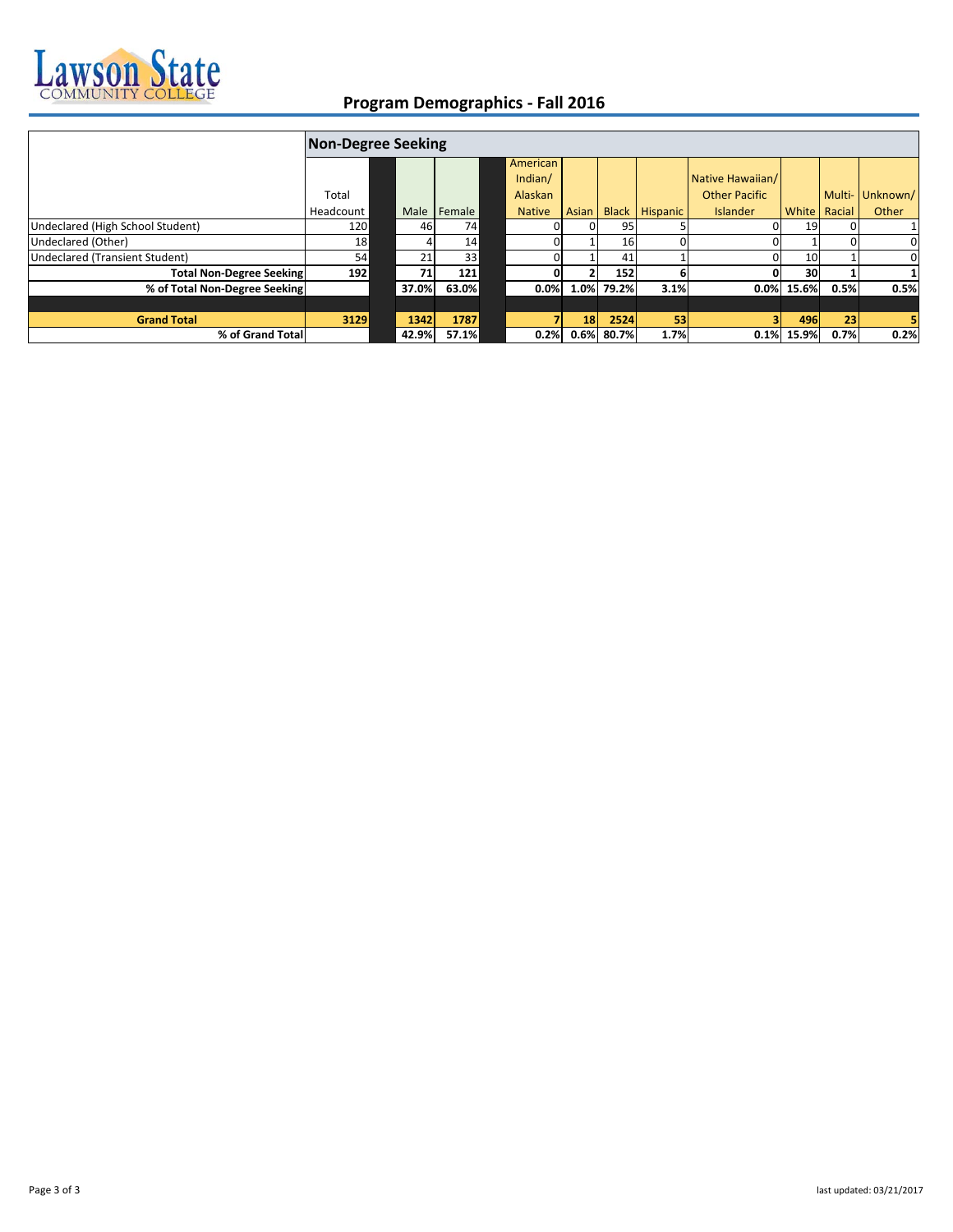Lawson State COMMUNITY COLLEGE

# Program Demographics - Fall 2016

| | Non-Degree Seeking | | | | | | | | | | |
|---|---|---|---|---|---|---|---|---|---|---|---|
| | Total Headcount | Male | Female | American Indian/ Alaskan Native | Asian | Black | Hispanic | Native Hawaiian/ Other Pacific Islander | White | Multi-Racial | Unknown/ Other |
| Undeclared (High School Student) | 120 | 46 | 74 | 0 | 0 | 95 | 5 | 0 | 19 | 0 | 1 |
| Undeclared (Other) | 18 | 4 | 14 | 0 | 1 | 16 | 0 | 0 | 1 | 0 | 0 |
| Undeclared (Transient Student) | 54 | 21 | 33 | 0 | 1 | 41 | 1 | 0 | 10 | 1 | 0 |
| **Total Non-Degree Seeking** | **192** | **71** | **121** | **0** | **2** | **152** | **6** | **0** | **30** | **1** | **1** |
| **% of Total Non-Degree Seeking** | | **37.0%** | **63.0%** | **0.0%** | **1.0%** | **79.2%** | **3.1%** | **0.0%** | **15.6%** | **0.5%** | **0.5%** |
| | | | | | | | | | | | |
| **Grand Total** | **3129** | **1342** | **1787** | **7** | **18** | **2524** | **53** | **3** | **496** | **23** | **5** |
| **% of Grand Total** | | **42.9%** | **57.1%** | **0.2%** | **0.6%** | **80.7%** | **1.7%** | **0.1%** | **15.9%** | **0.7%** | **0.2%** |

last updated: 03/21/2017